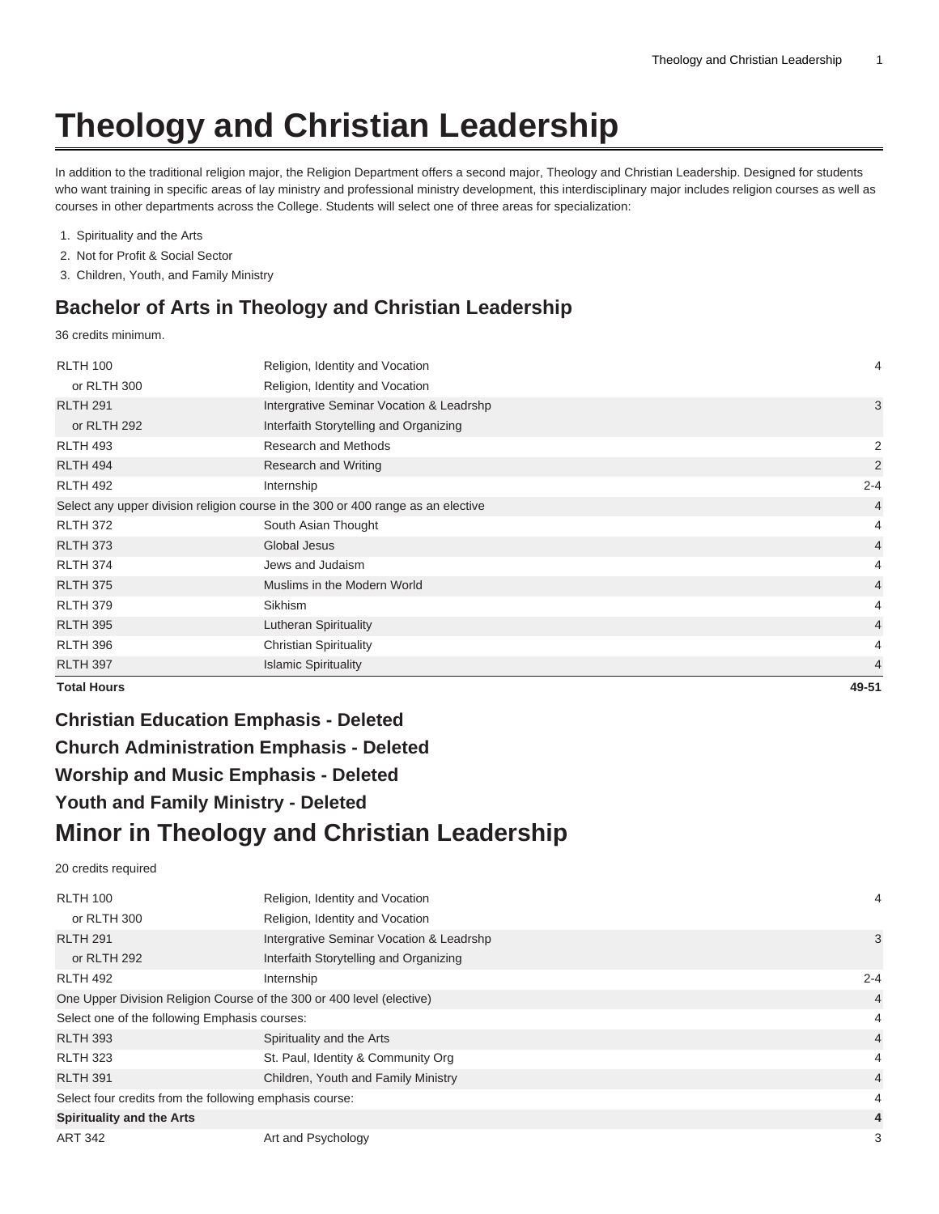# Theology and Christian Leadership

In addition to the traditional religion major, the Religion Department offers a second major, Theology and Christian Leadership. Designed for students who want training in specific areas of lay ministry and professional ministry development, this interdisciplinary major includes religion courses as well as courses in other departments across the College. Students will select one of three areas for specialization:

1. Spirituality and the Arts
2. Not for Profit & Social Sector
3. Children, Youth, and Family Ministry

## Bachelor of Arts in Theology and Christian Leadership

36 credits minimum.

| | | |
|---|---|---|
| RLTH 100 | Religion, Identity and Vocation | 4 |
| or RLTH 300 | Religion, Identity and Vocation | |
| RLTH 291 | Intergrative Seminar Vocation & Leadrshp | 3 |
| or RLTH 292 | Interfaith Storytelling and Organizing | |
| RLTH 493 | Research and Methods | 2 |
| RLTH 494 | Research and Writing | 2 |
| RLTH 492 | Internship | 2-4 |
| Select any upper division religion course in the 300 or 400 range as an elective | | 4 |
| RLTH 372 | South Asian Thought | 4 |
| RLTH 373 | Global Jesus | 4 |
| RLTH 374 | Jews and Judaism | 4 |
| RLTH 375 | Muslims in the Modern World | 4 |
| RLTH 379 | Sikhism | 4 |
| RLTH 395 | Lutheran Spirituality | 4 |
| RLTH 396 | Christian Spirituality | 4 |
| RLTH 397 | Islamic Spirituality | 4 |
| **Total Hours** | | **49-51** |

### Christian Education Emphasis - Deleted

### Church Administration Emphasis - Deleted

### Worship and Music Emphasis - Deleted

### Youth and Family Ministry - Deleted

## Minor in Theology and Christian Leadership

20 credits required

| | | |
|---|---|---|
| RLTH 100 | Religion, Identity and Vocation | 4 |
| or RLTH 300 | Religion, Identity and Vocation | |
| RLTH 291 | Intergrative Seminar Vocation & Leadrshp | 3 |
| or RLTH 292 | Interfaith Storytelling and Organizing | |
| RLTH 492 | Internship | 2-4 |
| One Upper Division Religion Course of the 300 or 400 level (elective) | | 4 |
| Select one of the following Emphasis courses: | | 4 |
| RLTH 393 | Spirituality and the Arts | 4 |
| RLTH 323 | St. Paul, Identity & Community Org | 4 |
| RLTH 391 | Children, Youth and Family Ministry | 4 |
| Select four credits from the following emphasis course: | | 4 |
| **Spirituality and the Arts** | | **4** |
| ART 342 | Art and Psychology | 3 |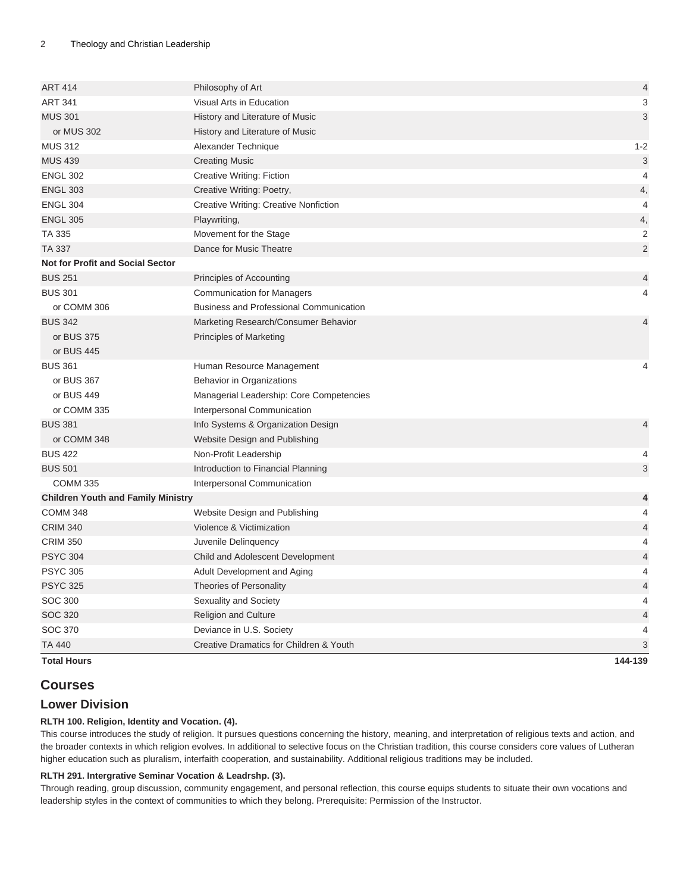| | | |
|---|---|---|
| ART 414 | Philosophy of Art | 4 |
| ART 341 | Visual Arts in Education | 3 |
| MUS 301 | History and Literature of Music | 3 |
| or MUS 302 | History and Literature of Music | |
| MUS 312 | Alexander Technique | 1-2 |
| MUS 439 | Creating Music | 3 |
| ENGL 302 | Creative Writing: Fiction | 4 |
| ENGL 303 | Creative Writing: Poetry, | 4, |
| ENGL 304 | Creative Writing: Creative Nonfiction | 4 |
| ENGL 305 | Playwriting, | 4, |
| TA 335 | Movement for the Stage | 2 |
| TA 337 | Dance for Music Theatre | 2 |
| **Not for Profit and Social Sector** | | |
| BUS 251 | Principles of Accounting | 4 |
| BUS 301 | Communication for Managers | 4 |
| or COMM 306 | Business and Professional Communication | |
| BUS 342 | Marketing Research/Consumer Behavior | 4 |
| or BUS 375 | Principles of Marketing | |
| or BUS 445 | | |
| BUS 361 | Human Resource Management | 4 |
| or BUS 367 | Behavior in Organizations | |
| or BUS 449 | Managerial Leadership: Core Competencies | |
| or COMM 335 | Interpersonal Communication | |
| BUS 381 | Info Systems & Organization Design | 4 |
| or COMM 348 | Website Design and Publishing | |
| BUS 422 | Non-Profit Leadership | 4 |
| BUS 501 | Introduction to Financial Planning | 3 |
| COMM 335 | Interpersonal Communication | |
| **Children Youth and Family Ministry** | | **4** |
| COMM 348 | Website Design and Publishing | 4 |
| CRIM 340 | Violence & Victimization | 4 |
| CRIM 350 | Juvenile Delinquency | 4 |
| PSYC 304 | Child and Adolescent Development | 4 |
| PSYC 305 | Adult Development and Aging | 4 |
| PSYC 325 | Theories of Personality | 4 |
| SOC 300 | Sexuality and Society | 4 |
| SOC 320 | Religion and Culture | 4 |
| SOC 370 | Deviance in U.S. Society | 4 |
| TA 440 | Creative Dramatics for Children & Youth | 3 |
| **Total Hours** | | **144-139** |

## Courses

### Lower Division

**RLTH 100. Religion, Identity and Vocation. (4).**
This course introduces the study of religion. It pursues questions concerning the history, meaning, and interpretation of religious texts and action, and the broader contexts in which religion evolves. In additional to selective focus on the Christian tradition, this course considers core values of Lutheran higher education such as pluralism, interfaith cooperation, and sustainability. Additional religious traditions may be included.

**RLTH 291. Intergrative Seminar Vocation & Leadrshp. (3).**
Through reading, group discussion, community engagement, and personal reflection, this course equips students to situate their own vocations and leadership styles in the context of communities to which they belong. Prerequisite: Permission of the Instructor.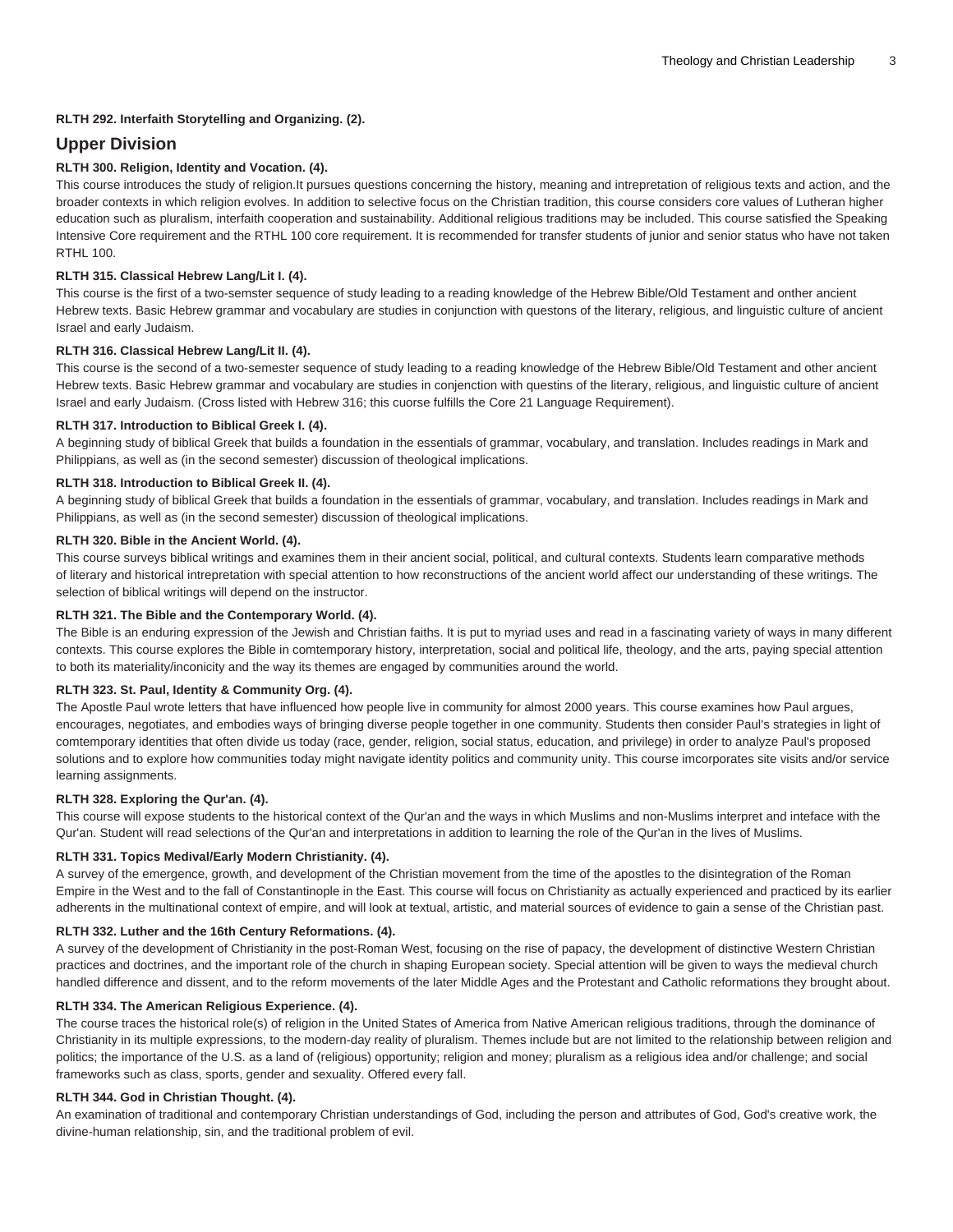**RLTH 292. Interfaith Storytelling and Organizing. (2).**

## Upper Division

**RLTH 300. Religion, Identity and Vocation. (4).**

This course introduces the study of religion.It pursues questions concerning the history, meaning and intrepretation of religious texts and action, and the broader contexts in which religion evolves. In addition to selective focus on the Christian tradition, this course considers core values of Lutheran higher education such as pluralism, interfaith cooperation and sustainability. Additional religious traditions may be included. This course satisfied the Speaking Intensive Core requirement and the RTHL 100 core requirement. It is recommended for transfer students of junior and senior status who have not taken RTHL 100.

**RLTH 315. Classical Hebrew Lang/Lit I. (4).**

This course is the first of a two-semster sequence of study leading to a reading knowledge of the Hebrew Bible/Old Testament and onther ancient Hebrew texts. Basic Hebrew grammar and vocabulary are studies in conjunction with questons of the literary, religious, and linguistic culture of ancient Israel and early Judaism.

**RLTH 316. Classical Hebrew Lang/Lit II. (4).**

This course is the second of a two-semester sequence of study leading to a reading knowledge of the Hebrew Bible/Old Testament and other ancient Hebrew texts. Basic Hebrew grammar and vocabulary are studies in conjenction with questins of the literary, religious, and linguistic culture of ancient Israel and early Judaism. (Cross listed with Hebrew 316; this cuorse fulfills the Core 21 Language Requirement).

**RLTH 317. Introduction to Biblical Greek I. (4).**

A beginning study of biblical Greek that builds a foundation in the essentials of grammar, vocabulary, and translation. Includes readings in Mark and Philippians, as well as (in the second semester) discussion of theological implications.

**RLTH 318. Introduction to Biblical Greek II. (4).**

A beginning study of biblical Greek that builds a foundation in the essentials of grammar, vocabulary, and translation. Includes readings in Mark and Philippians, as well as (in the second semester) discussion of theological implications.

**RLTH 320. Bible in the Ancient World. (4).**

This course surveys biblical writings and examines them in their ancient social, political, and cultural contexts. Students learn comparative methods of literary and historical intrepretation with special attention to how reconstructions of the ancient world affect our understanding of these writings. The selection of biblical writings will depend on the instructor.

**RLTH 321. The Bible and the Contemporary World. (4).**

The Bible is an enduring expression of the Jewish and Christian faiths. It is put to myriad uses and read in a fascinating variety of ways in many different contexts. This course explores the Bible in comtemporary history, interpretation, social and political life, theology, and the arts, paying special attention to both its materiality/inconicity and the way its themes are engaged by communities around the world.

**RLTH 323. St. Paul, Identity & Community Org. (4).**

The Apostle Paul wrote letters that have influenced how people live in community for almost 2000 years. This course examines how Paul argues, encourages, negotiates, and embodies ways of bringing diverse people together in one community. Students then consider Paul's strategies in light of comtemporary identities that often divide us today (race, gender, religion, social status, education, and privilege) in order to analyze Paul's proposed solutions and to explore how communities today might navigate identity politics and community unity. This course imcorporates site visits and/or service learning assignments.

**RLTH 328. Exploring the Qur'an. (4).**

This course will expose students to the historical context of the Qur'an and the ways in which Muslims and non-Muslims interpret and inteface with the Qur'an. Student will read selections of the Qur'an and interpretations in addition to learning the role of the Qur'an in the lives of Muslims.

**RLTH 331. Topics Medival/Early Modern Christianity. (4).**

A survey of the emergence, growth, and development of the Christian movement from the time of the apostles to the disintegration of the Roman Empire in the West and to the fall of Constantinople in the East. This course will focus on Christianity as actually experienced and practiced by its earlier adherents in the multinational context of empire, and will look at textual, artistic, and material sources of evidence to gain a sense of the Christian past.

**RLTH 332. Luther and the 16th Century Reformations. (4).**

A survey of the development of Christianity in the post-Roman West, focusing on the rise of papacy, the development of distinctive Western Christian practices and doctrines, and the important role of the church in shaping European society. Special attention will be given to ways the medieval church handled difference and dissent, and to the reform movements of the later Middle Ages and the Protestant and Catholic reformations they brought about.

**RLTH 334. The American Religious Experience. (4).**

The course traces the historical role(s) of religion in the United States of America from Native American religious traditions, through the dominance of Christianity in its multiple expressions, to the modern-day reality of pluralism. Themes include but are not limited to the relationship between religion and politics; the importance of the U.S. as a land of (religious) opportunity; religion and money; pluralism as a religious idea and/or challenge; and social frameworks such as class, sports, gender and sexuality. Offered every fall.

**RLTH 344. God in Christian Thought. (4).**

An examination of traditional and contemporary Christian understandings of God, including the person and attributes of God, God's creative work, the divine-human relationship, sin, and the traditional problem of evil.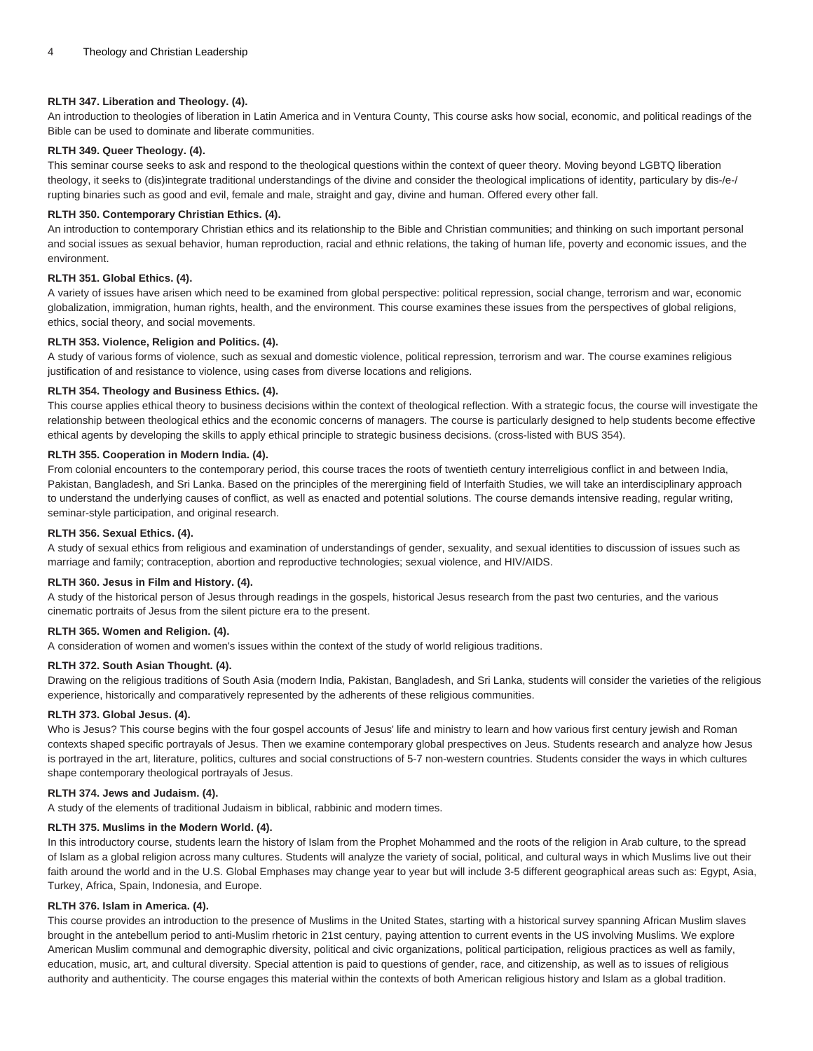**RLTH 347. Liberation and Theology. (4).**

An introduction to theologies of liberation in Latin America and in Ventura County, This course asks how social, economic, and political readings of the Bible can be used to dominate and liberate communities.

**RLTH 349. Queer Theology. (4).**

This seminar course seeks to ask and respond to the theological questions within the context of queer theory. Moving beyond LGBTQ liberation theology, it seeks to (dis)integrate traditional understandings of the divine and consider the theological implications of identity, particulary by dis-/e-/rupting binaries such as good and evil, female and male, straight and gay, divine and human. Offered every other fall.

**RLTH 350. Contemporary Christian Ethics. (4).**

An introduction to contemporary Christian ethics and its relationship to the Bible and Christian communities; and thinking on such important personal and social issues as sexual behavior, human reproduction, racial and ethnic relations, the taking of human life, poverty and economic issues, and the environment.

**RLTH 351. Global Ethics. (4).**

A variety of issues have arisen which need to be examined from global perspective: political repression, social change, terrorism and war, economic globalization, immigration, human rights, health, and the environment. This course examines these issues from the perspectives of global religions, ethics, social theory, and social movements.

**RLTH 353. Violence, Religion and Politics. (4).**

A study of various forms of violence, such as sexual and domestic violence, political repression, terrorism and war. The course examines religious justification of and resistance to violence, using cases from diverse locations and religions.

**RLTH 354. Theology and Business Ethics. (4).**

This course applies ethical theory to business decisions within the context of theological reflection. With a strategic focus, the course will investigate the relationship between theological ethics and the economic concerns of managers. The course is particularly designed to help students become effective ethical agents by developing the skills to apply ethical principle to strategic business decisions. (cross-listed with BUS 354).

**RLTH 355. Cooperation in Modern India. (4).**

From colonial encounters to the contemporary period, this course traces the roots of twentieth century interreligious conflict in and between India, Pakistan, Bangladesh, and Sri Lanka. Based on the principles of the merergining field of Interfaith Studies, we will take an interdisciplinary approach to understand the underlying causes of conflict, as well as enacted and potential solutions. The course demands intensive reading, regular writing, seminar-style participation, and original research.

**RLTH 356. Sexual Ethics. (4).**

A study of sexual ethics from religious and examination of understandings of gender, sexuality, and sexual identities to discussion of issues such as marriage and family; contraception, abortion and reproductive technologies; sexual violence, and HIV/AIDS.

**RLTH 360. Jesus in Film and History. (4).**

A study of the historical person of Jesus through readings in the gospels, historical Jesus research from the past two centuries, and the various cinematic portraits of Jesus from the silent picture era to the present.

**RLTH 365. Women and Religion. (4).**

A consideration of women and women's issues within the context of the study of world religious traditions.

**RLTH 372. South Asian Thought. (4).**

Drawing on the religious traditions of South Asia (modern India, Pakistan, Bangladesh, and Sri Lanka, students will consider the varieties of the religious experience, historically and comparatively represented by the adherents of these religious communities.

**RLTH 373. Global Jesus. (4).**

Who is Jesus? This course begins with the four gospel accounts of Jesus' life and ministry to learn and how various first century jewish and Roman contexts shaped specific portrayals of Jesus. Then we examine contemporary global prespectives on Jeus. Students research and analyze how Jesus is portrayed in the art, literature, politics, cultures and social constructions of 5-7 non-western countries. Students consider the ways in which cultures shape contemporary theological portrayals of Jesus.

**RLTH 374. Jews and Judaism. (4).**

A study of the elements of traditional Judaism in biblical, rabbinic and modern times.

**RLTH 375. Muslims in the Modern World. (4).**

In this introductory course, students learn the history of Islam from the Prophet Mohammed and the roots of the religion in Arab culture, to the spread of Islam as a global religion across many cultures. Students will analyze the variety of social, political, and cultural ways in which Muslims live out their faith around the world and in the U.S. Global Emphases may change year to year but will include 3-5 different geographical areas such as: Egypt, Asia, Turkey, Africa, Spain, Indonesia, and Europe.

**RLTH 376. Islam in America. (4).**

This course provides an introduction to the presence of Muslims in the United States, starting with a historical survey spanning African Muslim slaves brought in the antebellum period to anti-Muslim rhetoric in 21st century, paying attention to current events in the US involving Muslims. We explore American Muslim communal and demographic diversity, political and civic organizations, political participation, religious practices as well as family, education, music, art, and cultural diversity. Special attention is paid to questions of gender, race, and citizenship, as well as to issues of religious authority and authenticity. The course engages this material within the contexts of both American religious history and Islam as a global tradition.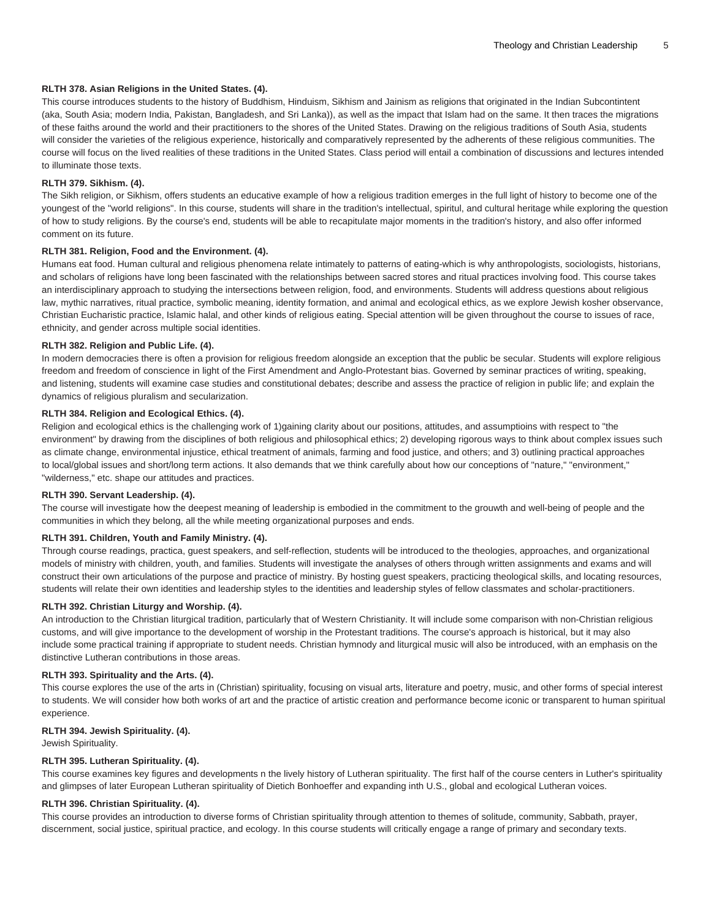**RLTH 378. Asian Religions in the United States. (4).**

This course introduces students to the history of Buddhism, Hinduism, Sikhism and Jainism as religions that originated in the Indian Subcontintent (aka, South Asia; modern India, Pakistan, Bangladesh, and Sri Lanka)), as well as the impact that Islam had on the same. It then traces the migrations of these faiths around the world and their practitioners to the shores of the United States. Drawing on the religious traditions of South Asia, students will consider the varieties of the religious experience, historically and comparatively represented by the adherents of these religious communities. The course will focus on the lived realities of these traditions in the United States. Class period will entail a combination of discussions and lectures intended to illuminate those texts.

**RLTH 379. Sikhism. (4).**

The Sikh religion, or Sikhism, offers students an educative example of how a religious tradition emerges in the full light of history to become one of the youngest of the "world religions". In this course, students will share in the tradition's intellectual, spiritual, and cultural heritage while exploring the question of how to study religions. By the course's end, students will be able to recapitulate major moments in the tradition's history, and also offer informed comment on its future.

**RLTH 381. Religion, Food and the Environment. (4).**

Humans eat food. Human cultural and religious phenomena relate intimately to patterns of eating-which is why anthropologists, sociologists, historians, and scholars of religions have long been fascinated with the relationships between sacred stores and ritual practices involving food. This course takes an interdisciplinary approach to studying the intersections between religion, food, and environments. Students will address questions about religious law, mythic narratives, ritual practice, symbolic meaning, identity formation, and animal and ecological ethics, as we explore Jewish kosher observance, Christian Eucharistic practice, Islamic halal, and other kinds of religious eating. Special attention will be given throughout the course to issues of race, ethnicity, and gender across multiple social identities.

**RLTH 382. Religion and Public Life. (4).**

In modern democracies there is often a provision for religious freedom alongside an exception that the public be secular. Students will explore religious freedom and freedom of conscience in light of the First Amendment and Anglo-Protestant bias. Governed by seminar practices of writing, speaking, and listening, students will examine case studies and constitutional debates; describe and assess the practice of religion in public life; and explain the dynamics of religious pluralism and secularization.

**RLTH 384. Religion and Ecological Ethics. (4).**

Religion and ecological ethics is the challenging work of 1)gaining clarity about our positions, attitudes, and assumptioins with respect to "the environment" by drawing from the disciplines of both religious and philosophical ethics; 2) developing rigorous ways to think about complex issues such as climate change, environmental injustice, ethical treatment of animals, farming and food justice, and others; and 3) outlining practical approaches to local/global issues and short/long term actions. It also demands that we think carefully about how our conceptions of "nature," "environment," "wilderness," etc. shape our attitudes and practices.

**RLTH 390. Servant Leadership. (4).**

The course will investigate how the deepest meaning of leadership is embodied in the commitment to the grouwth and well-being of people and the communities in which they belong, all the while meeting organizational purposes and ends.

**RLTH 391. Children, Youth and Family Ministry. (4).**

Through course readings, practica, guest speakers, and self-reflection, students will be introduced to the theologies, approaches, and organizational models of ministry with children, youth, and families. Students will investigate the analyses of others through written assignments and exams and will construct their own articulations of the purpose and practice of ministry. By hosting guest speakers, practicing theological skills, and locating resources, students will relate their own identities and leadership styles to the identities and leadership styles of fellow classmates and scholar-practitioners.

**RLTH 392. Christian Liturgy and Worship. (4).**

An introduction to the Christian liturgical tradition, particularly that of Western Christianity. It will include some comparison with non-Christian religious customs, and will give importance to the development of worship in the Protestant traditions. The course's approach is historical, but it may also include some practical training if appropriate to student needs. Christian hymnody and liturgical music will also be introduced, with an emphasis on the distinctive Lutheran contributions in those areas.

**RLTH 393. Spirituality and the Arts. (4).**

This course explores the use of the arts in (Christian) spirituality, focusing on visual arts, literature and poetry, music, and other forms of special interest to students. We will consider how both works of art and the practice of artistic creation and performance become iconic or transparent to human spiritual experience.

**RLTH 394. Jewish Spirituality. (4).**

Jewish Spirituality.

**RLTH 395. Lutheran Spirituality. (4).**

This course examines key figures and developments n the lively history of Lutheran spirituality. The first half of the course centers in Luther's spirituality and glimpses of later European Lutheran spirituality of Dietich Bonhoeffer and expanding inth U.S., global and ecological Lutheran voices.

**RLTH 396. Christian Spirituality. (4).**

This course provides an introduction to diverse forms of Christian spirituality through attention to themes of solitude, community, Sabbath, prayer, discernment, social justice, spiritual practice, and ecology. In this course students will critically engage a range of primary and secondary texts.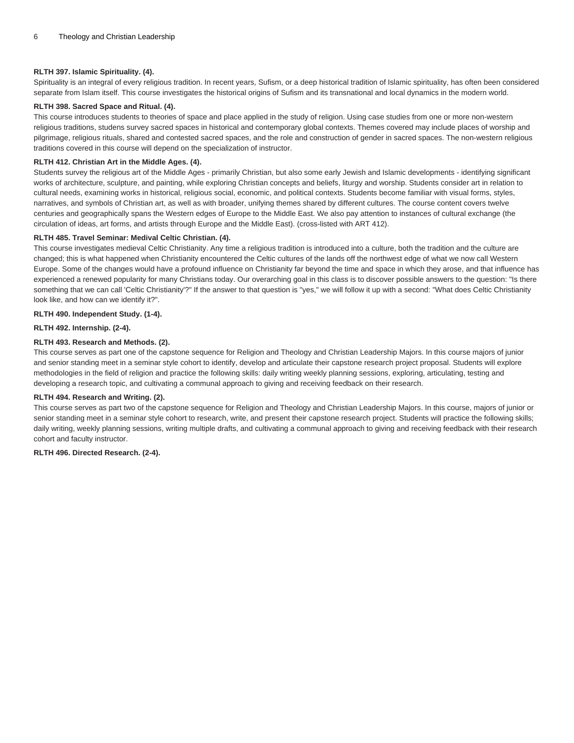**RLTH 397. Islamic Spirituality. (4).**

Spirituality is an integral of every religious tradition. In recent years, Sufism, or a deep historical tradition of Islamic spirituality, has often been considered separate from Islam itself. This course investigates the historical origins of Sufism and its transnational and local dynamics in the modern world.

**RLTH 398. Sacred Space and Ritual. (4).**

This course introduces students to theories of space and place applied in the study of religion. Using case studies from one or more non-western religious traditions, studens survey sacred spaces in historical and contemporary global contexts. Themes covered may include places of worship and pilgrimage, religious rituals, shared and contested sacred spaces, and the role and construction of gender in sacred spaces. The non-western religious traditions covered in this course will depend on the specialization of instructor.

**RLTH 412. Christian Art in the Middle Ages. (4).**

Students survey the religious art of the Middle Ages - primarily Christian, but also some early Jewish and Islamic developments - identifying significant works of architecture, sculpture, and painting, while exploring Christian concepts and beliefs, liturgy and worship. Students consider art in relation to cultural needs, examining works in historical, religious social, economic, and political contexts. Students become familiar with visual forms, styles, narratives, and symbols of Christian art, as well as with broader, unifying themes shared by different cultures. The course content covers twelve centuries and geographically spans the Western edges of Europe to the Middle East. We also pay attention to instances of cultural exchange (the circulation of ideas, art forms, and artists through Europe and the Middle East). (cross-listed with ART 412).

**RLTH 485. Travel Seminar: Medival Celtic Christian. (4).**

This course investigates medieval Celtic Christianity. Any time a religious tradition is introduced into a culture, both the tradition and the culture are changed; this is what happened when Christianity encountered the Celtic cultures of the lands off the northwest edge of what we now call Western Europe. Some of the changes would have a profound influence on Christianity far beyond the time and space in which they arose, and that influence has experienced a renewed popularity for many Christians today. Our overarching goal in this class is to discover possible answers to the question: "Is there something that we can call 'Celtic Christianity'?" If the answer to that question is "yes," we will follow it up with a second: "What does Celtic Christianity look like, and how can we identify it?".

**RLTH 490. Independent Study. (1-4).**

**RLTH 492. Internship. (2-4).**

**RLTH 493. Research and Methods. (2).**

This course serves as part one of the capstone sequence for Religion and Theology and Christian Leadership Majors. In this course majors of junior and senior standing meet in a seminar style cohort to identify, develop and articulate their capstone research project proposal. Students will explore methodologies in the field of religion and practice the following skills: daily writing weekly planning sessions, exploring, articulating, testing and developing a research topic, and cultivating a communal approach to giving and receiving feedback on their research.

**RLTH 494. Research and Writing. (2).**

This course serves as part two of the capstone sequence for Religion and Theology and Christian Leadership Majors. In this course, majors of junior or senior standing meet in a seminar style cohort to research, write, and present their capstone research project. Students will practice the following skills; daily writing, weekly planning sessions, writing multiple drafts, and cultivating a communal approach to giving and receiving feedback with their research cohort and faculty instructor.

**RLTH 496. Directed Research. (2-4).**